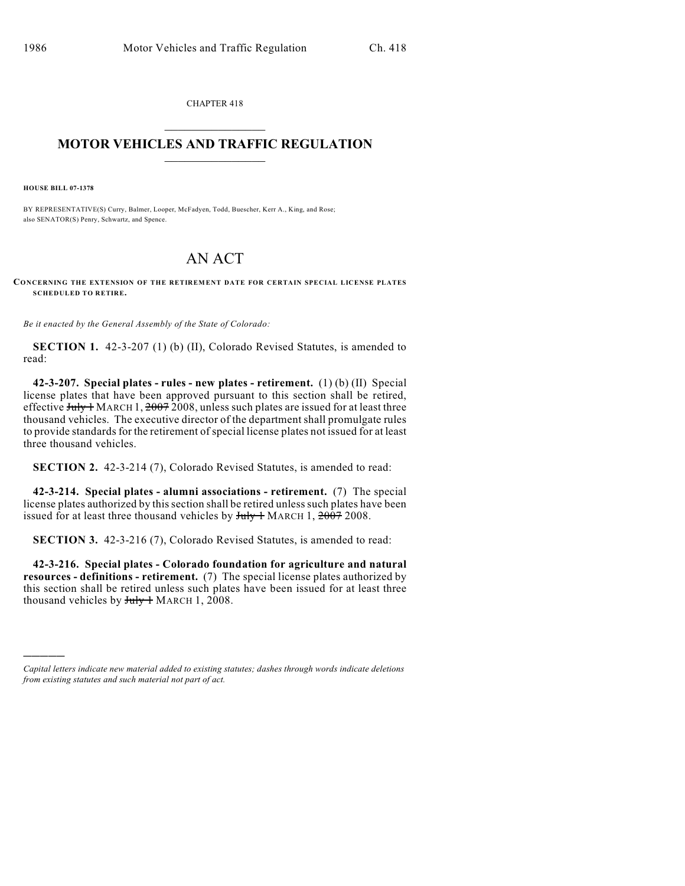CHAPTER 418

# MOTOR VEHICLES AND TRAFFIC REGULATION

**HOUSE BILL 07-1378**

BY REPRESENTATIVE(S) Curry, Balmer, Looper, McFadyen, Todd, Buescher, Kerr A., King, and Rose; also SENATOR(S) Penry, Schwartz, and Spence.

# AN ACT

**CONCERNING THE EXTENSION OF THE RETIREMENT DATE FOR CERTAIN SPECIAL LICENSE PLATES SCHEDULED TO RETIRE.**

*Be it enacted by the General Assembly of the State of Colorado:*

**SECTION 1.** 42-3-207 (1) (b) (II), Colorado Revised Statutes, is amended to read:

**42-3-207. Special plates - rules - new plates - retirement.** (1) (b) (II) Special license plates that have been approved pursuant to this section shall be retired, effective ~~July 1~~ MARCH 1, ~~2007~~ 2008, unless such plates are issued for at least three thousand vehicles. The executive director of the department shall promulgate rules to provide standards for the retirement of special license plates not issued for at least three thousand vehicles.

**SECTION 2.** 42-3-214 (7), Colorado Revised Statutes, is amended to read:

**42-3-214. Special plates - alumni associations - retirement.** (7) The special license plates authorized by this section shall be retired unless such plates have been issued for at least three thousand vehicles by ~~July 1~~ MARCH 1, ~~2007~~ 2008.

**SECTION 3.** 42-3-216 (7), Colorado Revised Statutes, is amended to read:

**42-3-216. Special plates - Colorado foundation for agriculture and natural resources - definitions - retirement.** (7) The special license plates authorized by this section shall be retired unless such plates have been issued for at least three thousand vehicles by ~~July 1~~ MARCH 1, 2008.

---

*Capital letters indicate new material added to existing statutes; dashes through words indicate deletions from existing statutes and such material not part of act.*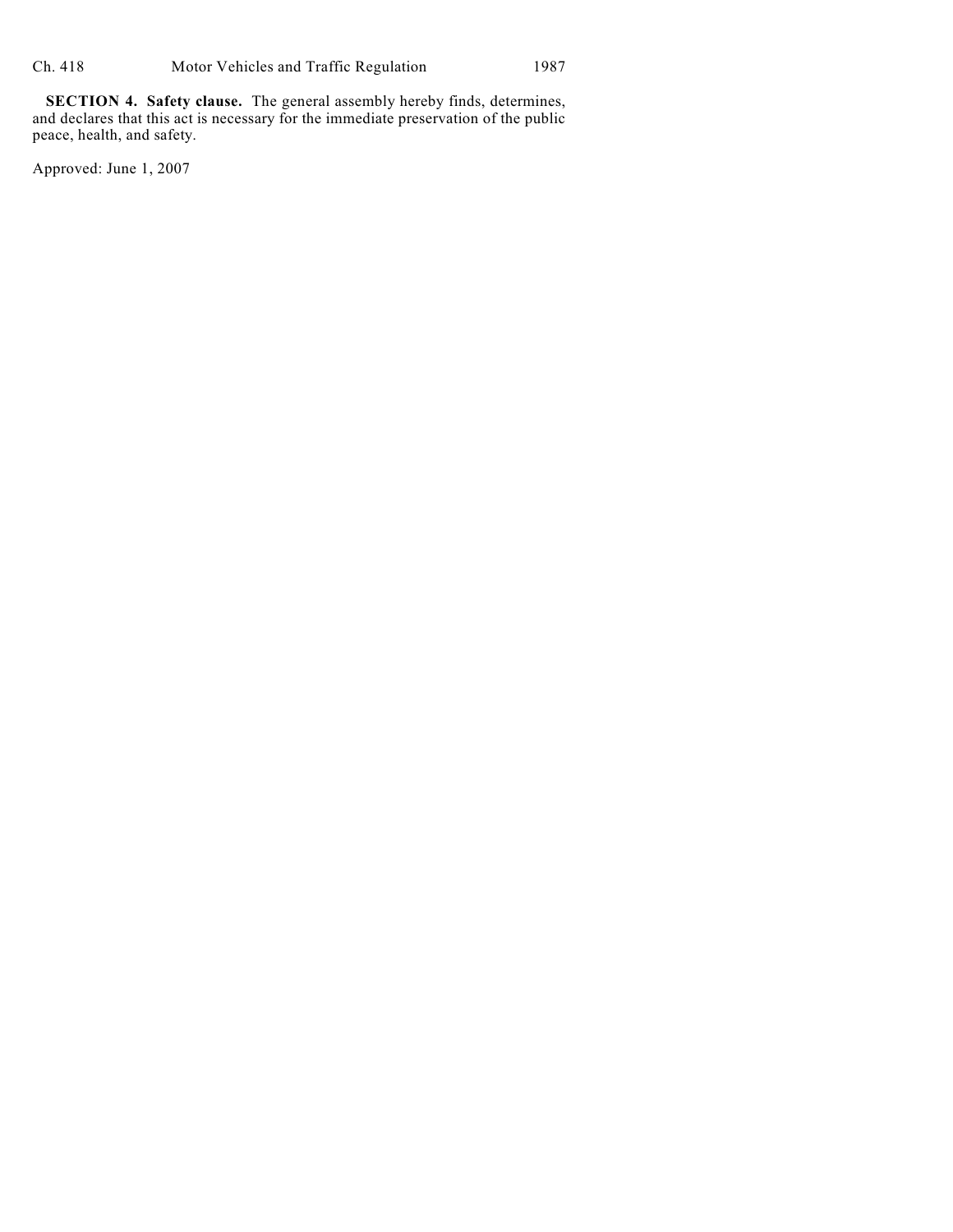**SECTION 4. Safety clause.** The general assembly hereby finds, determines, and declares that this act is necessary for the immediate preservation of the public peace, health, and safety.

Approved: June 1, 2007